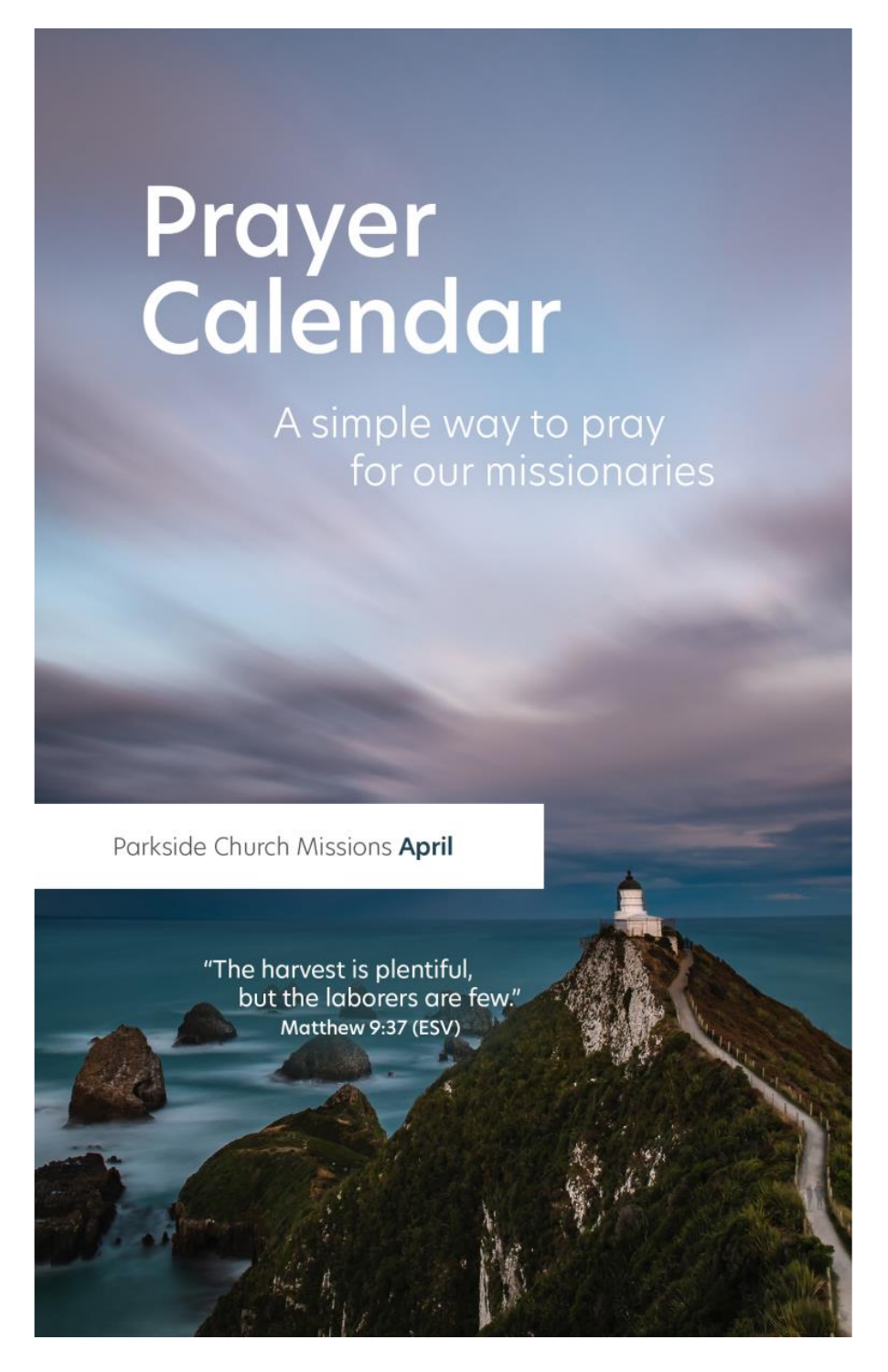# Prayer Calendar

A simple way to pray for our missionaries

Parkside Church Missions **April**

"The harvest is plentiful, but the laborers are few."
Matthew 9:37 (ESV)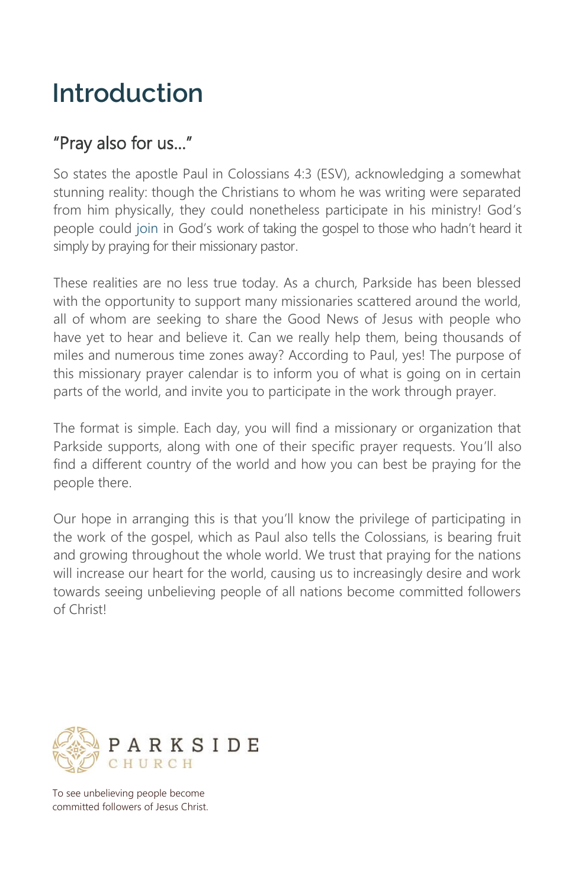# Introduction

## "Pray also for us..."

So states the apostle Paul in Colossians 4:3 (ESV), acknowledging a somewhat stunning reality: though the Christians to whom he was writing were separated from him physically, they could nonetheless participate in his ministry! God's people could join in God's work of taking the gospel to those who hadn't heard it simply by praying for their missionary pastor.

These realities are no less true today. As a church, Parkside has been blessed with the opportunity to support many missionaries scattered around the world, all of whom are seeking to share the Good News of Jesus with people who have yet to hear and believe it. Can we really help them, being thousands of miles and numerous time zones away? According to Paul, yes! The purpose of this missionary prayer calendar is to inform you of what is going on in certain parts of the world, and invite you to participate in the work through prayer.

The format is simple. Each day, you will find a missionary or organization that Parkside supports, along with one of their specific prayer requests. You'll also find a different country of the world and how you can best be praying for the people there.

Our hope in arranging this is that you'll know the privilege of participating in the work of the gospel, which as Paul also tells the Colossians, is bearing fruit and growing throughout the whole world. We trust that praying for the nations will increase our heart for the world, causing us to increasingly desire and work towards seeing unbelieving people of all nations become committed followers of Christ!

PARKSIDE CHURCH

To see unbelieving people become committed followers of Jesus Christ.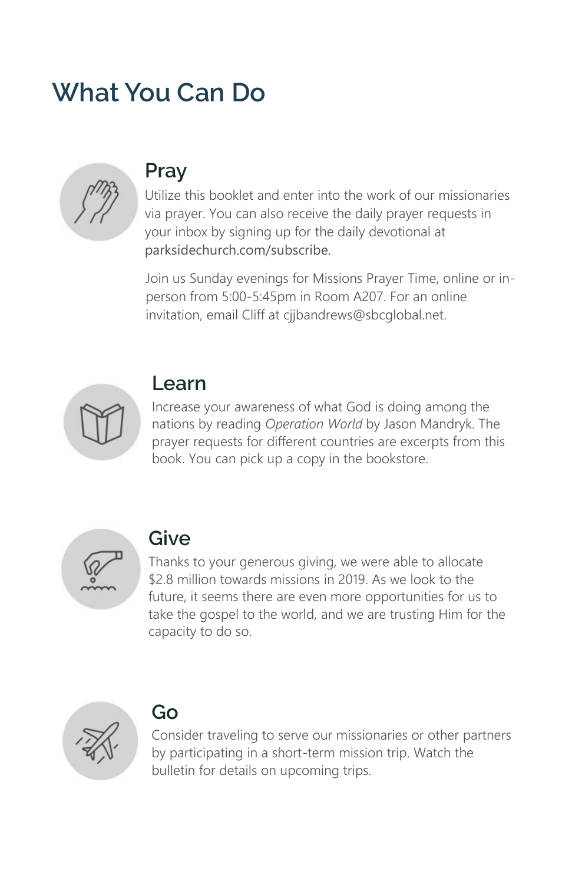# What You Can Do

## Pray

Utilize this booklet and enter into the work of our missionaries via prayer. You can also receive the daily prayer requests in your inbox by signing up for the daily devotional at parksidechurch.com/subscribe.

Join us Sunday evenings for Missions Prayer Time, online or in-person from 5:00-5:45pm in Room A207. For an online invitation, email Cliff at cjjbandrews@sbcglobal.net.

## Learn

Increase your awareness of what God is doing among the nations by reading *Operation World* by Jason Mandryk. The prayer requests for different countries are excerpts from this book. You can pick up a copy in the bookstore.

## Give

Thanks to your generous giving, we were able to allocate $2.8 million towards missions in 2019. As we look to the future, it seems there are even more opportunities for us to take the gospel to the world, and we are trusting Him for the capacity to do so.

## Go

Consider traveling to serve our missionaries or other partners by participating in a short-term mission trip. Watch the bulletin for details on upcoming trips.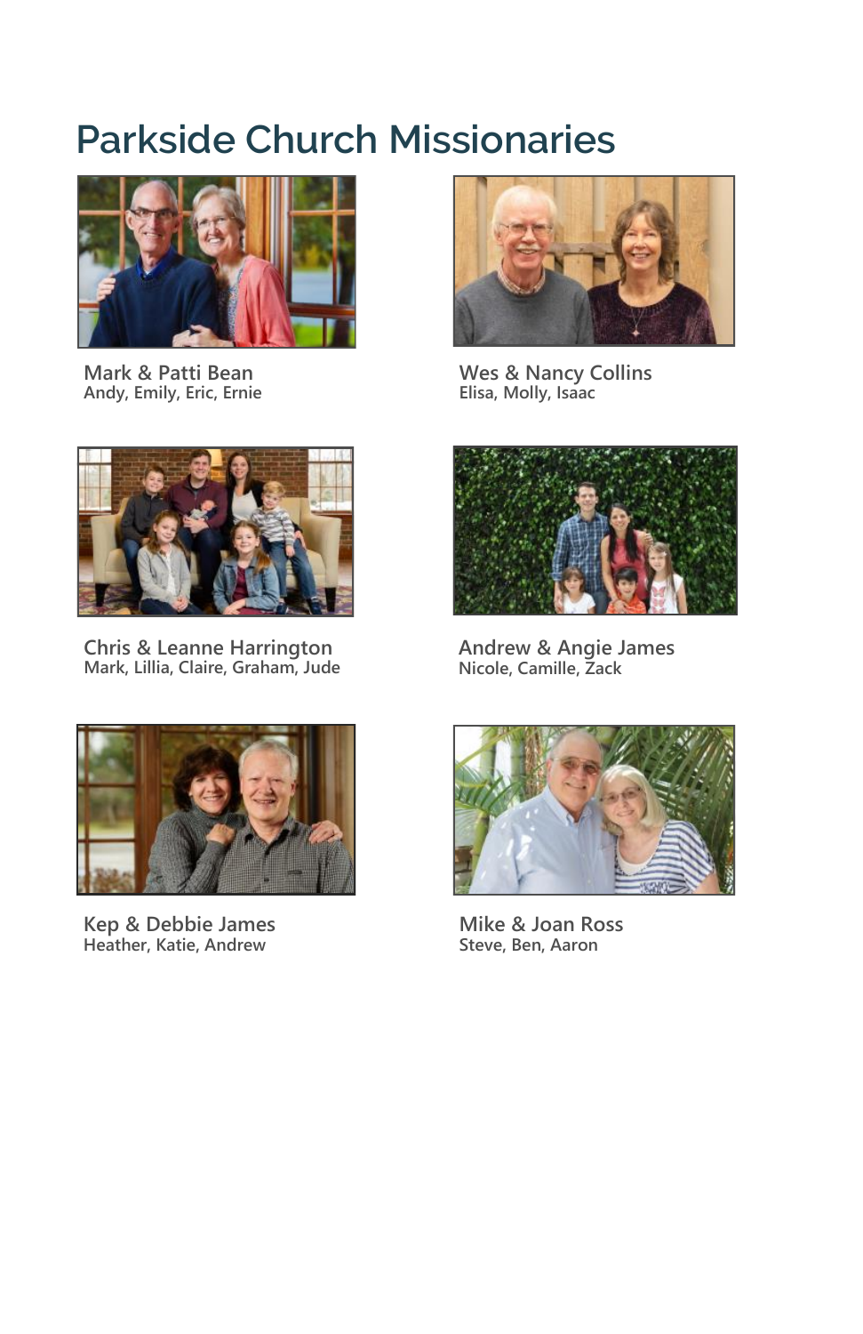# Parkside Church Missionaries

**Mark & Patti Bean**
Andy, Emily, Eric, Ernie

**Wes & Nancy Collins**
Elisa, Molly, Isaac

**Chris & Leanne Harrington**
Mark, Lillia, Claire, Graham, Jude

**Andrew & Angie James**
Nicole, Camille, Zack

**Kep & Debbie James**
Heather, Katie, Andrew

**Mike & Joan Ross**
Steve, Ben, Aaron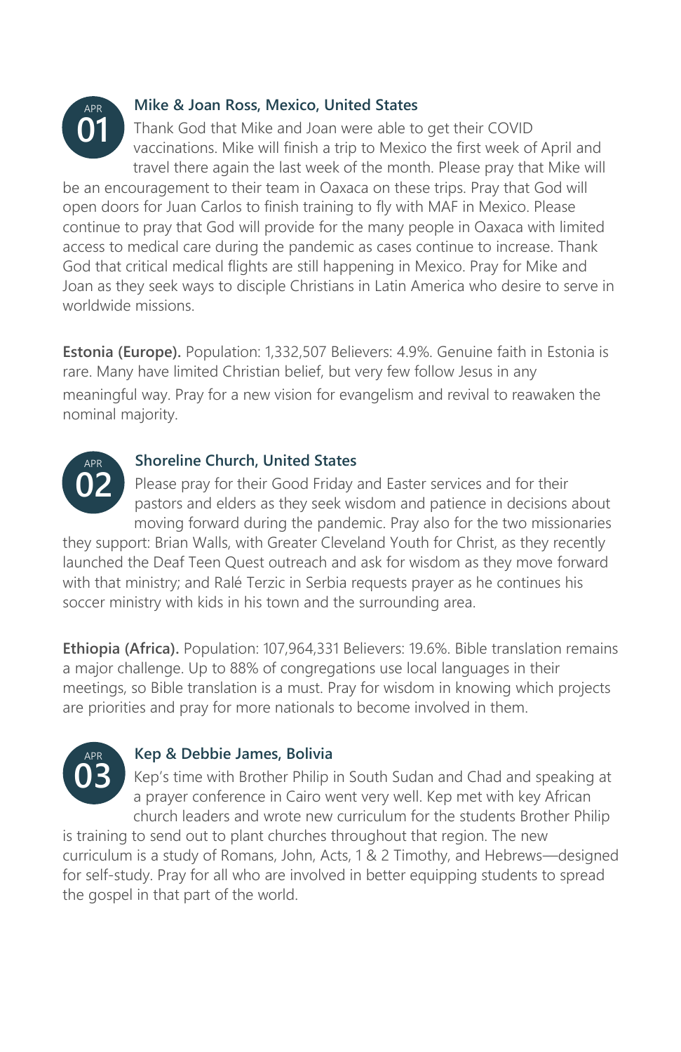**APR 01**

### Mike & Joan Ross, Mexico, United States

Thank God that Mike and Joan were able to get their COVID vaccinations. Mike will finish a trip to Mexico the first week of April and travel there again the last week of the month. Please pray that Mike will be an encouragement to their team in Oaxaca on these trips. Pray that God will open doors for Juan Carlos to finish training to fly with MAF in Mexico. Please continue to pray that God will provide for the many people in Oaxaca with limited access to medical care during the pandemic as cases continue to increase. Thank God that critical medical flights are still happening in Mexico. Pray for Mike and Joan as they seek ways to disciple Christians in Latin America who desire to serve in worldwide missions.

**Estonia (Europe).** Population: 1,332,507 Believers: 4.9%. Genuine faith in Estonia is rare. Many have limited Christian belief, but very few follow Jesus in any meaningful way. Pray for a new vision for evangelism and revival to reawaken the nominal majority.

**APR 02**

### Shoreline Church, United States

Please pray for their Good Friday and Easter services and for their pastors and elders as they seek wisdom and patience in decisions about moving forward during the pandemic. Pray also for the two missionaries they support: Brian Walls, with Greater Cleveland Youth for Christ, as they recently launched the Deaf Teen Quest outreach and ask for wisdom as they move forward with that ministry; and Ralé Terzic in Serbia requests prayer as he continues his soccer ministry with kids in his town and the surrounding area.

**Ethiopia (Africa).** Population: 107,964,331 Believers: 19.6%. Bible translation remains a major challenge. Up to 88% of congregations use local languages in their meetings, so Bible translation is a must. Pray for wisdom in knowing which projects are priorities and pray for more nationals to become involved in them.

**APR 03**

### Kep & Debbie James, Bolivia

Kep's time with Brother Philip in South Sudan and Chad and speaking at a prayer conference in Cairo went very well. Kep met with key African church leaders and wrote new curriculum for the students Brother Philip is training to send out to plant churches throughout that region. The new curriculum is a study of Romans, John, Acts, 1 & 2 Timothy, and Hebrews—designed for self-study. Pray for all who are involved in better equipping students to spread the gospel in that part of the world.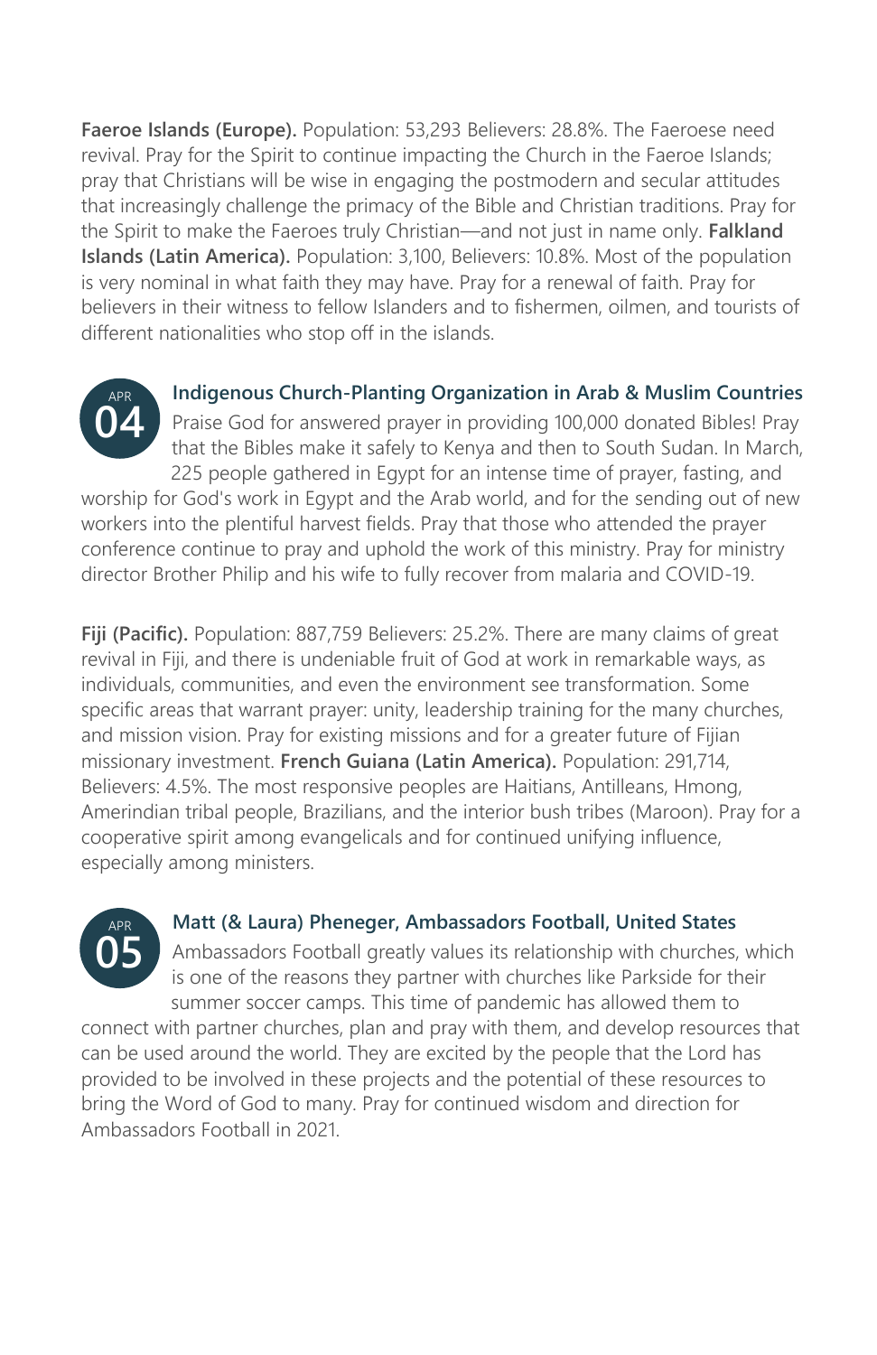**Faeroe Islands (Europe).** Population: 53,293 Believers: 28.8%. The Faeroese need revival. Pray for the Spirit to continue impacting the Church in the Faeroe Islands; pray that Christians will be wise in engaging the postmodern and secular attitudes that increasingly challenge the primacy of the Bible and Christian traditions. Pray for the Spirit to make the Faeroes truly Christian—and not just in name only. **Falkland Islands (Latin America).** Population: 3,100, Believers: 10.8%. Most of the population is very nominal in what faith they may have. Pray for a renewal of faith. Pray for believers in their witness to fellow Islanders and to fishermen, oilmen, and tourists of different nationalities who stop off in the islands.

APR **04**

### Indigenous Church-Planting Organization in Arab & Muslim Countries

Praise God for answered prayer in providing 100,000 donated Bibles! Pray that the Bibles make it safely to Kenya and then to South Sudan. In March, 225 people gathered in Egypt for an intense time of prayer, fasting, and worship for God's work in Egypt and the Arab world, and for the sending out of new workers into the plentiful harvest fields. Pray that those who attended the prayer conference continue to pray and uphold the work of this ministry. Pray for ministry director Brother Philip and his wife to fully recover from malaria and COVID-19.

**Fiji (Pacific).** Population: 887,759 Believers: 25.2%. There are many claims of great revival in Fiji, and there is undeniable fruit of God at work in remarkable ways, as individuals, communities, and even the environment see transformation. Some specific areas that warrant prayer: unity, leadership training for the many churches, and mission vision. Pray for existing missions and for a greater future of Fijian missionary investment. **French Guiana (Latin America).** Population: 291,714, Believers: 4.5%. The most responsive peoples are Haitians, Antilleans, Hmong, Amerindian tribal people, Brazilians, and the interior bush tribes (Maroon). Pray for a cooperative spirit among evangelicals and for continued unifying influence, especially among ministers.

APR **05**

### Matt (& Laura) Pheneger, Ambassadors Football, United States

Ambassadors Football greatly values its relationship with churches, which is one of the reasons they partner with churches like Parkside for their summer soccer camps. This time of pandemic has allowed them to connect with partner churches, plan and pray with them, and develop resources that can be used around the world. They are excited by the people that the Lord has provided to be involved in these projects and the potential of these resources to bring the Word of God to many. Pray for continued wisdom and direction for Ambassadors Football in 2021.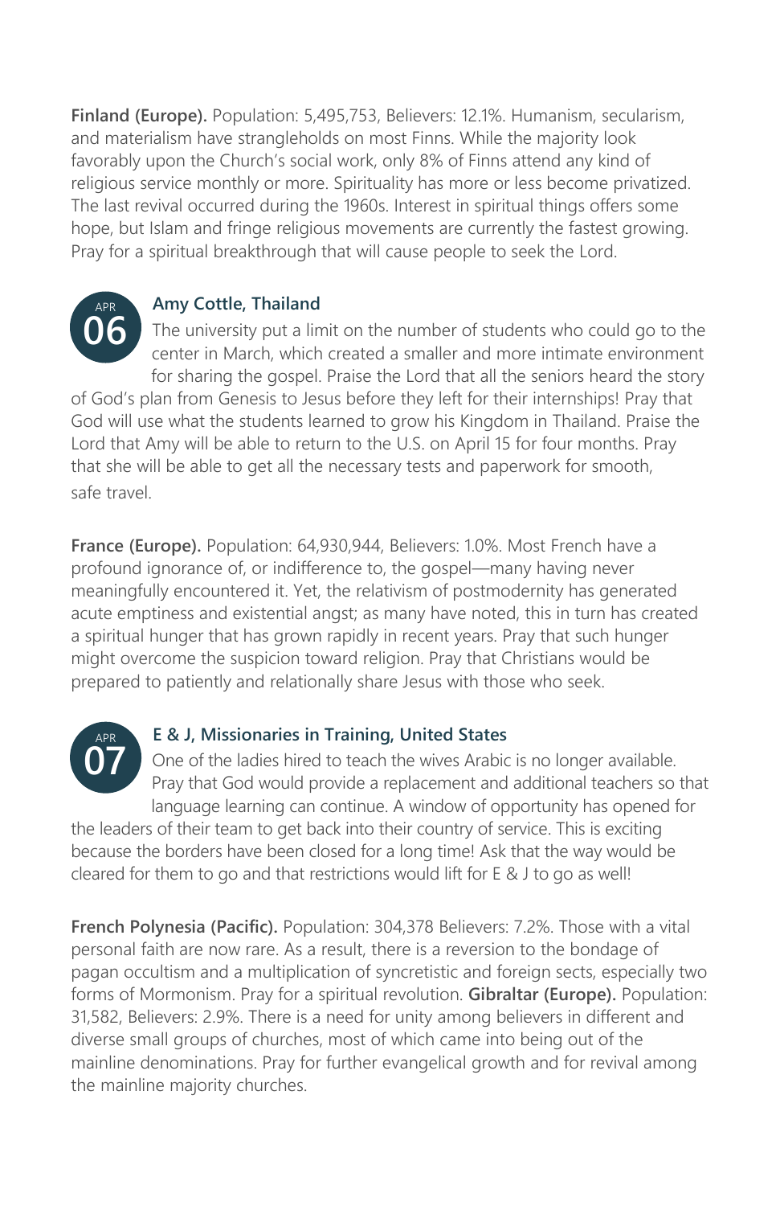**Finland (Europe).** Population: 5,495,753, Believers: 12.1%. Humanism, secularism, and materialism have strangleholds on most Finns. While the majority look favorably upon the Church's social work, only 8% of Finns attend any kind of religious service monthly or more. Spirituality has more or less become privatized. The last revival occurred during the 1960s. Interest in spiritual things offers some hope, but Islam and fringe religious movements are currently the fastest growing. Pray for a spiritual breakthrough that will cause people to seek the Lord.

APR 06

### Amy Cottle, Thailand

The university put a limit on the number of students who could go to the center in March, which created a smaller and more intimate environment for sharing the gospel. Praise the Lord that all the seniors heard the story of God's plan from Genesis to Jesus before they left for their internships! Pray that God will use what the students learned to grow his Kingdom in Thailand. Praise the Lord that Amy will be able to return to the U.S. on April 15 for four months. Pray that she will be able to get all the necessary tests and paperwork for smooth, safe travel.

**France (Europe).** Population: 64,930,944, Believers: 1.0%. Most French have a profound ignorance of, or indifference to, the gospel—many having never meaningfully encountered it. Yet, the relativism of postmodernity has generated acute emptiness and existential angst; as many have noted, this in turn has created a spiritual hunger that has grown rapidly in recent years. Pray that such hunger might overcome the suspicion toward religion. Pray that Christians would be prepared to patiently and relationally share Jesus with those who seek.

APR 07

### E & J, Missionaries in Training, United States

One of the ladies hired to teach the wives Arabic is no longer available. Pray that God would provide a replacement and additional teachers so that language learning can continue. A window of opportunity has opened for the leaders of their team to get back into their country of service. This is exciting because the borders have been closed for a long time! Ask that the way would be cleared for them to go and that restrictions would lift for E & J to go as well!

**French Polynesia (Pacific).** Population: 304,378 Believers: 7.2%. Those with a vital personal faith are now rare. As a result, there is a reversion to the bondage of pagan occultism and a multiplication of syncretistic and foreign sects, especially two forms of Mormonism. Pray for a spiritual revolution. **Gibraltar (Europe).** Population: 31,582, Believers: 2.9%. There is a need for unity among believers in different and diverse small groups of churches, most of which came into being out of the mainline denominations. Pray for further evangelical growth and for revival among the mainline majority churches.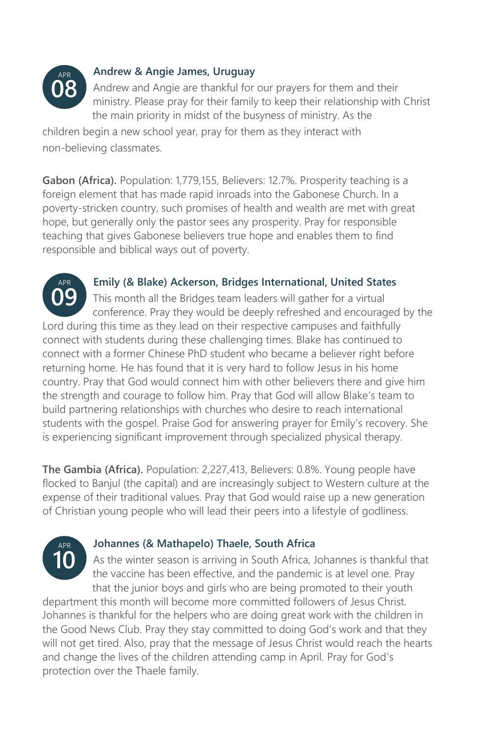**APR 08**

### Andrew & Angie James, Uruguay

Andrew and Angie are thankful for our prayers for them and their ministry. Please pray for their family to keep their relationship with Christ the main priority in midst of the busyness of ministry. As the children begin a new school year, pray for them as they interact with non-believing classmates.

**Gabon (Africa).** Population: 1,779,155, Believers: 12.7%. Prosperity teaching is a foreign element that has made rapid inroads into the Gabonese Church. In a poverty-stricken country, such promises of health and wealth are met with great hope, but generally only the pastor sees any prosperity. Pray for responsible teaching that gives Gabonese believers true hope and enables them to find responsible and biblical ways out of poverty.

**APR 09**

### Emily (& Blake) Ackerson, Bridges International, United States

This month all the Bridges team leaders will gather for a virtual conference. Pray they would be deeply refreshed and encouraged by the Lord during this time as they lead on their respective campuses and faithfully connect with students during these challenging times. Blake has continued to connect with a former Chinese PhD student who became a believer right before returning home. He has found that it is very hard to follow Jesus in his home country. Pray that God would connect him with other believers there and give him the strength and courage to follow him. Pray that God will allow Blake's team to build partnering relationships with churches who desire to reach international students with the gospel. Praise God for answering prayer for Emily's recovery. She is experiencing significant improvement through specialized physical therapy.

**The Gambia (Africa).** Population: 2,227,413, Believers: 0.8%. Young people have flocked to Banjul (the capital) and are increasingly subject to Western culture at the expense of their traditional values. Pray that God would raise up a new generation of Christian young people who will lead their peers into a lifestyle of godliness.

**APR 10**

### Johannes (& Mathapelo) Thaele, South Africa

As the winter season is arriving in South Africa, Johannes is thankful that the vaccine has been effective, and the pandemic is at level one. Pray that the junior boys and girls who are being promoted to their youth department this month will become more committed followers of Jesus Christ. Johannes is thankful for the helpers who are doing great work with the children in the Good News Club. Pray they stay committed to doing God's work and that they will not get tired. Also, pray that the message of Jesus Christ would reach the hearts and change the lives of the children attending camp in April. Pray for God's protection over the Thaele family.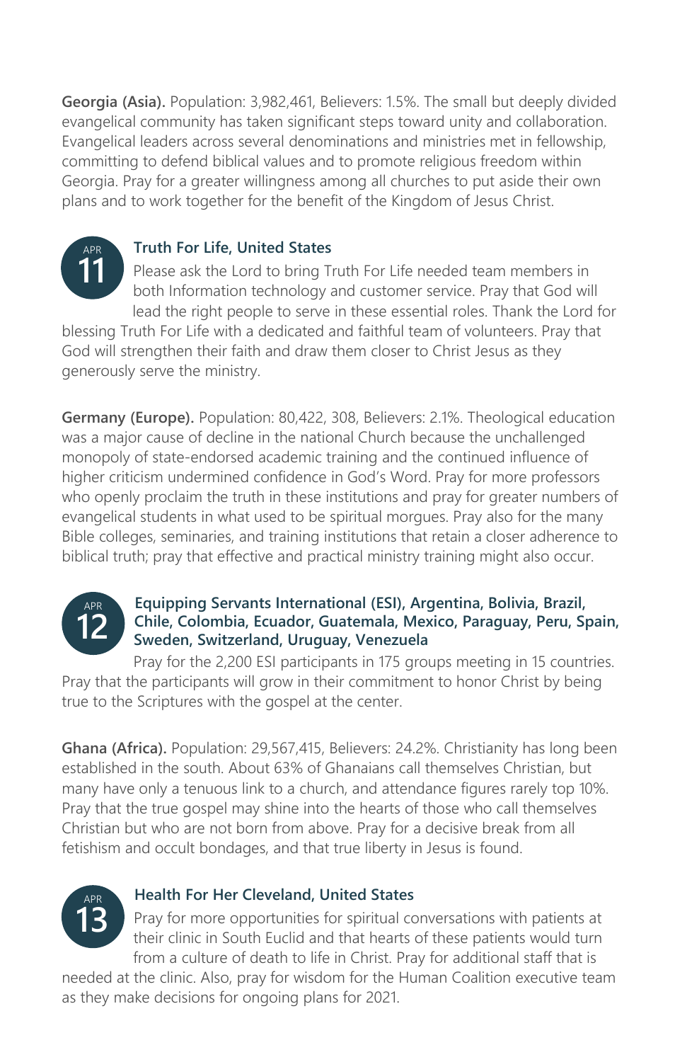**Georgia (Asia).** Population: 3,982,461, Believers: 1.5%. The small but deeply divided evangelical community has taken significant steps toward unity and collaboration. Evangelical leaders across several denominations and ministries met in fellowship, committing to defend biblical values and to promote religious freedom within Georgia. Pray for a greater willingness among all churches to put aside their own plans and to work together for the benefit of the Kingdom of Jesus Christ.

APR 11

### Truth For Life, United States

Please ask the Lord to bring Truth For Life needed team members in both Information technology and customer service. Pray that God will lead the right people to serve in these essential roles. Thank the Lord for blessing Truth For Life with a dedicated and faithful team of volunteers. Pray that God will strengthen their faith and draw them closer to Christ Jesus as they generously serve the ministry.

**Germany (Europe).** Population: 80,422, 308, Believers: 2.1%. Theological education was a major cause of decline in the national Church because the unchallenged monopoly of state-endorsed academic training and the continued influence of higher criticism undermined confidence in God's Word. Pray for more professors who openly proclaim the truth in these institutions and pray for greater numbers of evangelical students in what used to be spiritual morgues. Pray also for the many Bible colleges, seminaries, and training institutions that retain a closer adherence to biblical truth; pray that effective and practical ministry training might also occur.

APR 12

### Equipping Servants International (ESI), Argentina, Bolivia, Brazil, Chile, Colombia, Ecuador, Guatemala, Mexico, Paraguay, Peru, Spain, Sweden, Switzerland, Uruguay, Venezuela

Pray for the 2,200 ESI participants in 175 groups meeting in 15 countries. Pray that the participants will grow in their commitment to honor Christ by being true to the Scriptures with the gospel at the center.

**Ghana (Africa).** Population: 29,567,415, Believers: 24.2%. Christianity has long been established in the south. About 63% of Ghanaians call themselves Christian, but many have only a tenuous link to a church, and attendance figures rarely top 10%. Pray that the true gospel may shine into the hearts of those who call themselves Christian but who are not born from above. Pray for a decisive break from all fetishism and occult bondages, and that true liberty in Jesus is found.

APR 13

### Health For Her Cleveland, United States

Pray for more opportunities for spiritual conversations with patients at their clinic in South Euclid and that hearts of these patients would turn from a culture of death to life in Christ. Pray for additional staff that is needed at the clinic. Also, pray for wisdom for the Human Coalition executive team as they make decisions for ongoing plans for 2021.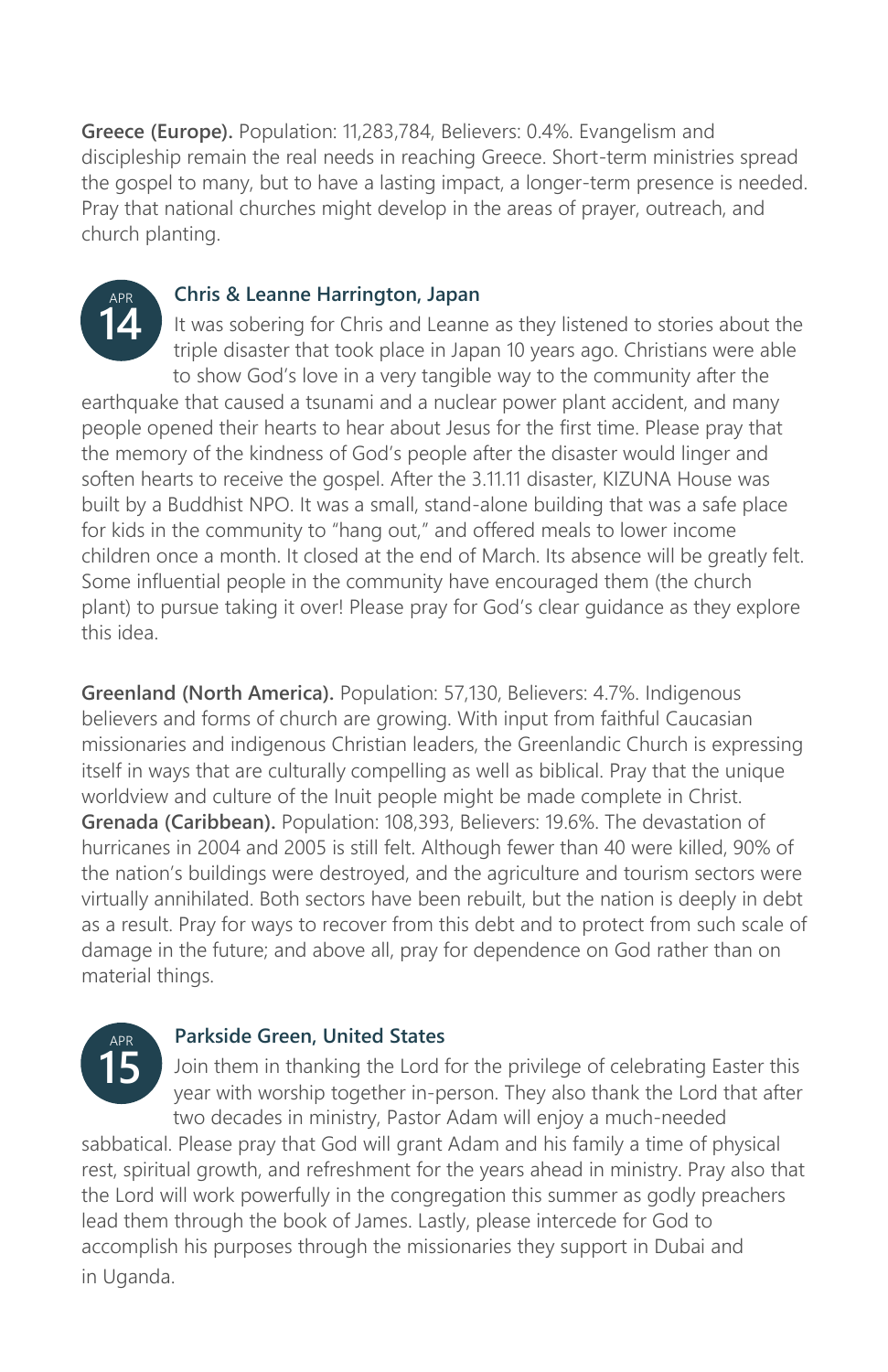**Greece (Europe).** Population: 11,283,784, Believers: 0.4%. Evangelism and discipleship remain the real needs in reaching Greece. Short-term ministries spread the gospel to many, but to have a lasting impact, a longer-term presence is needed. Pray that national churches might develop in the areas of prayer, outreach, and church planting.

APR 14

### Chris & Leanne Harrington, Japan

It was sobering for Chris and Leanne as they listened to stories about the triple disaster that took place in Japan 10 years ago. Christians were able to show God's love in a very tangible way to the community after the earthquake that caused a tsunami and a nuclear power plant accident, and many people opened their hearts to hear about Jesus for the first time. Please pray that the memory of the kindness of God's people after the disaster would linger and soften hearts to receive the gospel. After the 3.11.11 disaster, KIZUNA House was built by a Buddhist NPO. It was a small, stand-alone building that was a safe place for kids in the community to "hang out," and offered meals to lower income children once a month. It closed at the end of March. Its absence will be greatly felt. Some influential people in the community have encouraged them (the church plant) to pursue taking it over! Please pray for God's clear guidance as they explore this idea.

**Greenland (North America).** Population: 57,130, Believers: 4.7%. Indigenous believers and forms of church are growing. With input from faithful Caucasian missionaries and indigenous Christian leaders, the Greenlandic Church is expressing itself in ways that are culturally compelling as well as biblical. Pray that the unique worldview and culture of the Inuit people might be made complete in Christ.
**Grenada (Caribbean).** Population: 108,393, Believers: 19.6%. The devastation of hurricanes in 2004 and 2005 is still felt. Although fewer than 40 were killed, 90% of the nation's buildings were destroyed, and the agriculture and tourism sectors were virtually annihilated. Both sectors have been rebuilt, but the nation is deeply in debt as a result. Pray for ways to recover from this debt and to protect from such scale of damage in the future; and above all, pray for dependence on God rather than on material things.

APR 15

### Parkside Green, United States

Join them in thanking the Lord for the privilege of celebrating Easter this year with worship together in-person. They also thank the Lord that after two decades in ministry, Pastor Adam will enjoy a much-needed sabbatical. Please pray that God will grant Adam and his family a time of physical rest, spiritual growth, and refreshment for the years ahead in ministry. Pray also that the Lord will work powerfully in the congregation this summer as godly preachers lead them through the book of James. Lastly, please intercede for God to accomplish his purposes through the missionaries they support in Dubai and in Uganda.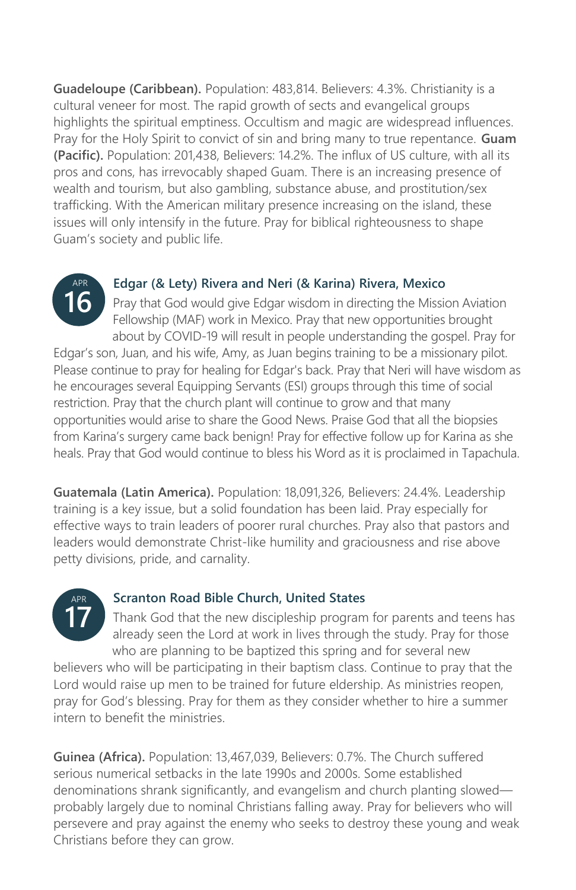**Guadeloupe (Caribbean).** Population: 483,814. Believers: 4.3%. Christianity is a cultural veneer for most. The rapid growth of sects and evangelical groups highlights the spiritual emptiness. Occultism and magic are widespread influences. Pray for the Holy Spirit to convict of sin and bring many to true repentance. **Guam (Pacific).** Population: 201,438, Believers: 14.2%. The influx of US culture, with all its pros and cons, has irrevocably shaped Guam. There is an increasing presence of wealth and tourism, but also gambling, substance abuse, and prostitution/sex trafficking. With the American military presence increasing on the island, these issues will only intensify in the future. Pray for biblical righteousness to shape Guam's society and public life.

APR 16

### Edgar (& Lety) Rivera and Neri (& Karina) Rivera, Mexico

Pray that God would give Edgar wisdom in directing the Mission Aviation Fellowship (MAF) work in Mexico. Pray that new opportunities brought about by COVID-19 will result in people understanding the gospel. Pray for Edgar's son, Juan, and his wife, Amy, as Juan begins training to be a missionary pilot. Please continue to pray for healing for Edgar's back. Pray that Neri will have wisdom as he encourages several Equipping Servants (ESI) groups through this time of social restriction. Pray that the church plant will continue to grow and that many opportunities would arise to share the Good News. Praise God that all the biopsies from Karina's surgery came back benign! Pray for effective follow up for Karina as she heals. Pray that God would continue to bless his Word as it is proclaimed in Tapachula.

**Guatemala (Latin America).** Population: 18,091,326, Believers: 24.4%. Leadership training is a key issue, but a solid foundation has been laid. Pray especially for effective ways to train leaders of poorer rural churches. Pray also that pastors and leaders would demonstrate Christ-like humility and graciousness and rise above petty divisions, pride, and carnality.

APR 17

### Scranton Road Bible Church, United States

Thank God that the new discipleship program for parents and teens has already seen the Lord at work in lives through the study. Pray for those who are planning to be baptized this spring and for several new believers who will be participating in their baptism class. Continue to pray that the Lord would raise up men to be trained for future eldership. As ministries reopen, pray for God's blessing. Pray for them as they consider whether to hire a summer intern to benefit the ministries.

**Guinea (Africa).** Population: 13,467,039, Believers: 0.7%. The Church suffered serious numerical setbacks in the late 1990s and 2000s. Some established denominations shrank significantly, and evangelism and church planting slowed—probably largely due to nominal Christians falling away. Pray for believers who will persevere and pray against the enemy who seeks to destroy these young and weak Christians before they can grow.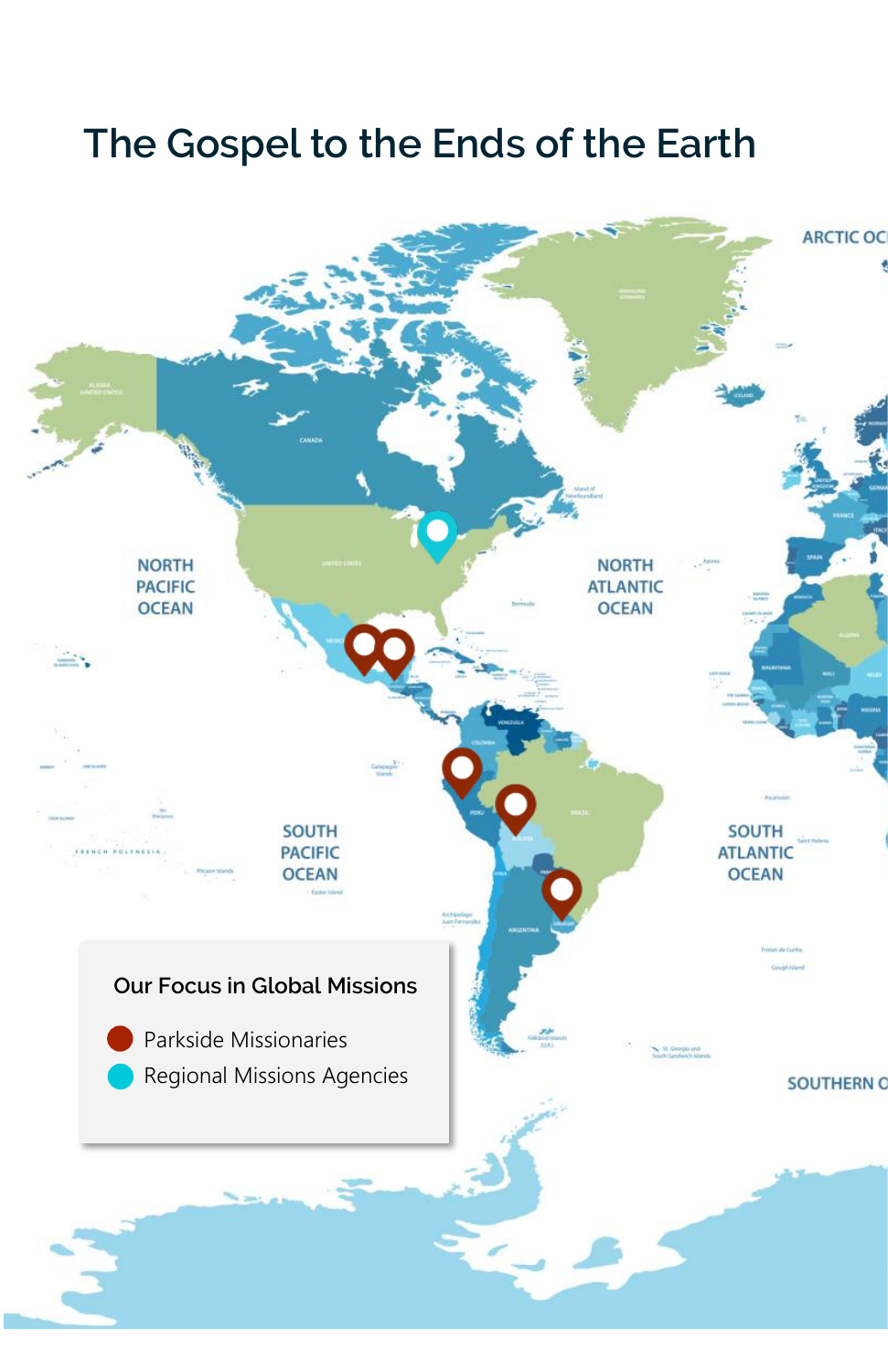# The Gospel to the Ends of the Earth

**Our Focus in Global Missions**

- Parkside Missionaries
- Regional Missions Agencies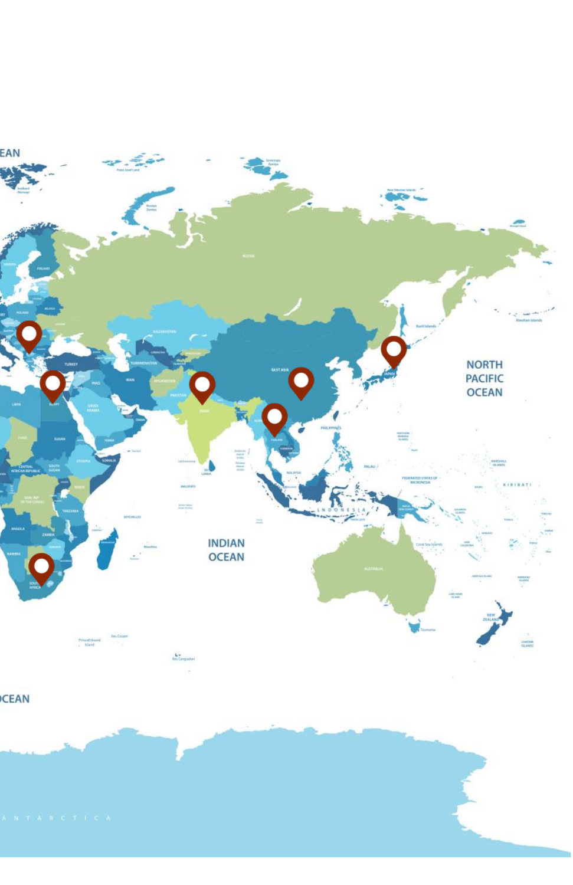NORTH PACIFIC OCEAN

INDIAN OCEAN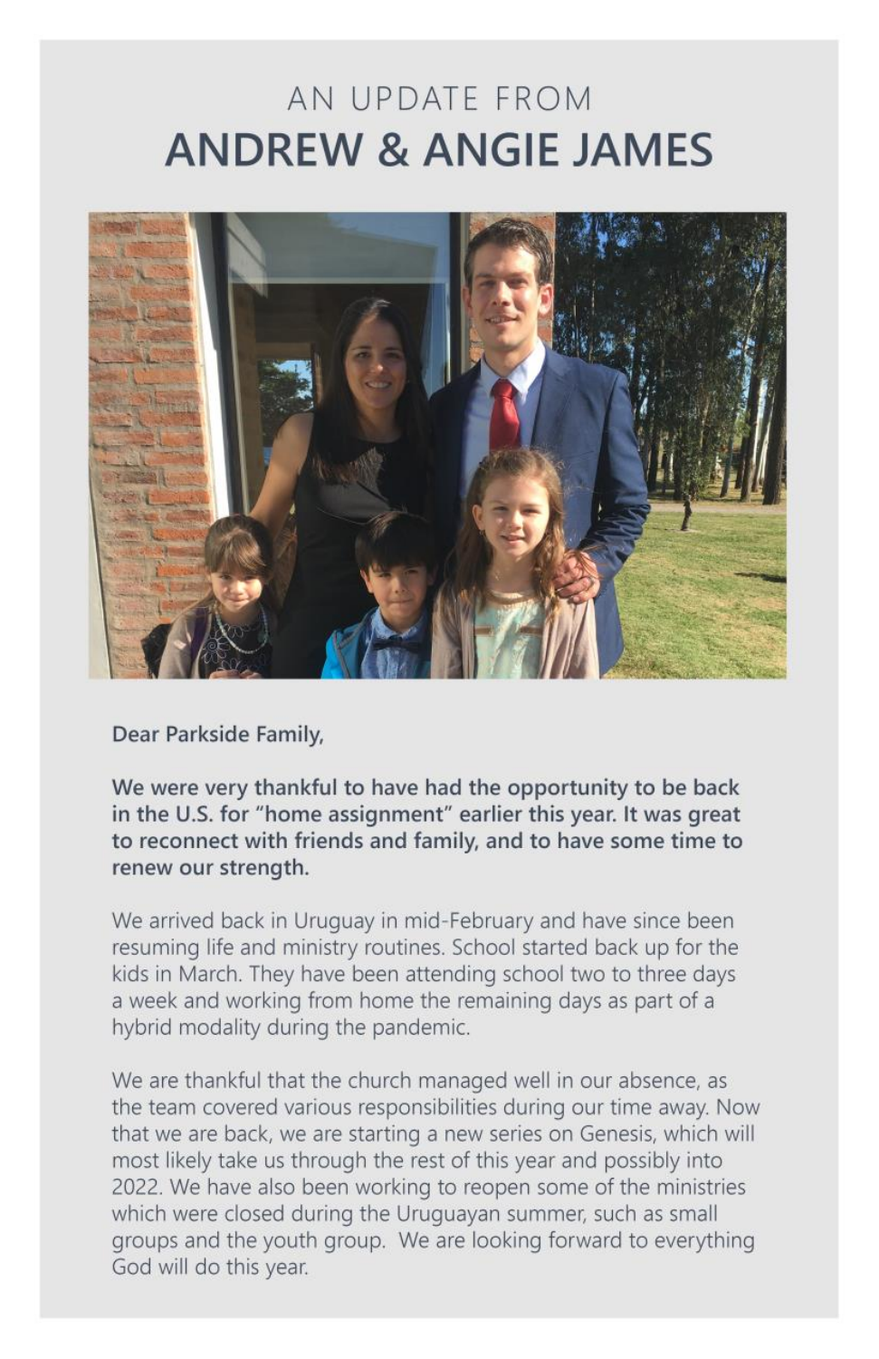AN UPDATE FROM

# ANDREW & ANGIE JAMES

Dear Parkside Family,

**We were very thankful to have had the opportunity to be back in the U.S. for "home assignment" earlier this year. It was great to reconnect with friends and family, and to have some time to renew our strength.**

We arrived back in Uruguay in mid-February and have since been resuming life and ministry routines. School started back up for the kids in March. They have been attending school two to three days a week and working from home the remaining days as part of a hybrid modality during the pandemic.

We are thankful that the church managed well in our absence, as the team covered various responsibilities during our time away. Now that we are back, we are starting a new series on Genesis, which will most likely take us through the rest of this year and possibly into 2022. We have also been working to reopen some of the ministries which were closed during the Uruguayan summer, such as small groups and the youth group. We are looking forward to everything God will do this year.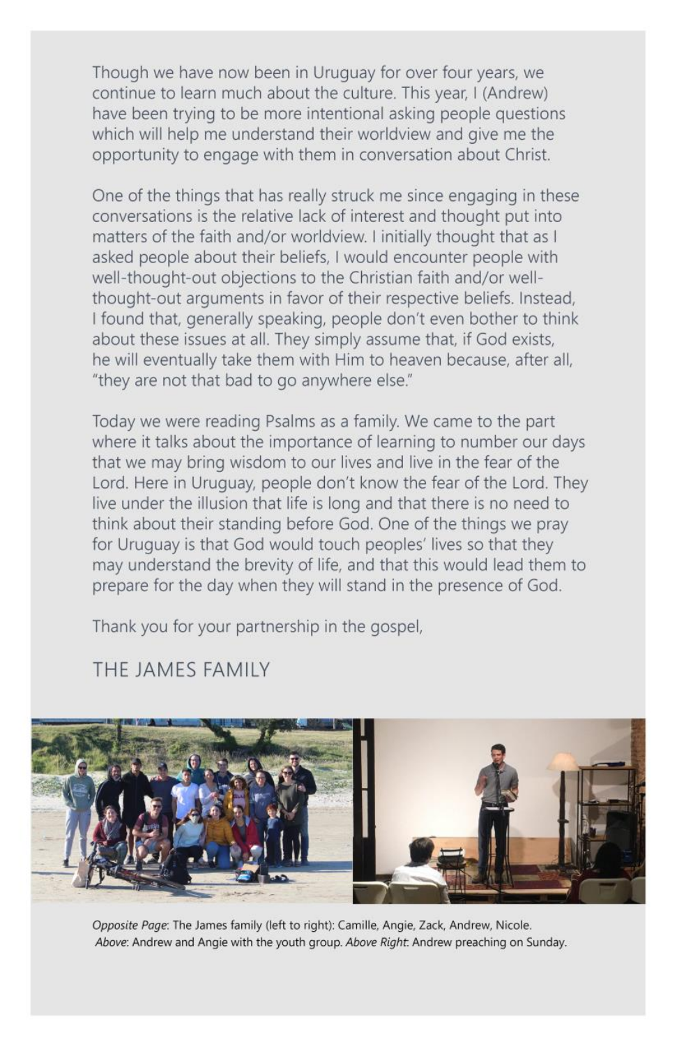Though we have now been in Uruguay for over four years, we continue to learn much about the culture. This year, I (Andrew) have been trying to be more intentional asking people questions which will help me understand their worldview and give me the opportunity to engage with them in conversation about Christ.

One of the things that has really struck me since engaging in these conversations is the relative lack of interest and thought put into matters of the faith and/or worldview. I initially thought that as I asked people about their beliefs, I would encounter people with well-thought-out objections to the Christian faith and/or well-thought-out arguments in favor of their respective beliefs. Instead, I found that, generally speaking, people don't even bother to think about these issues at all. They simply assume that, if God exists, he will eventually take them with Him to heaven because, after all, "they are not that bad to go anywhere else."

Today we were reading Psalms as a family. We came to the part where it talks about the importance of learning to number our days that we may bring wisdom to our lives and live in the fear of the Lord. Here in Uruguay, people don't know the fear of the Lord. They live under the illusion that life is long and that there is no need to think about their standing before God. One of the things we pray for Uruguay is that God would touch peoples' lives so that they may understand the brevity of life, and that this would lead them to prepare for the day when they will stand in the presence of God.

Thank you for your partnership in the gospel,

THE JAMES FAMILY

*Opposite Page*: The James family (left to right): Camille, Angie, Zack, Andrew, Nicole.
*Above*: Andrew and Angie with the youth group. *Above Right*: Andrew preaching on Sunday.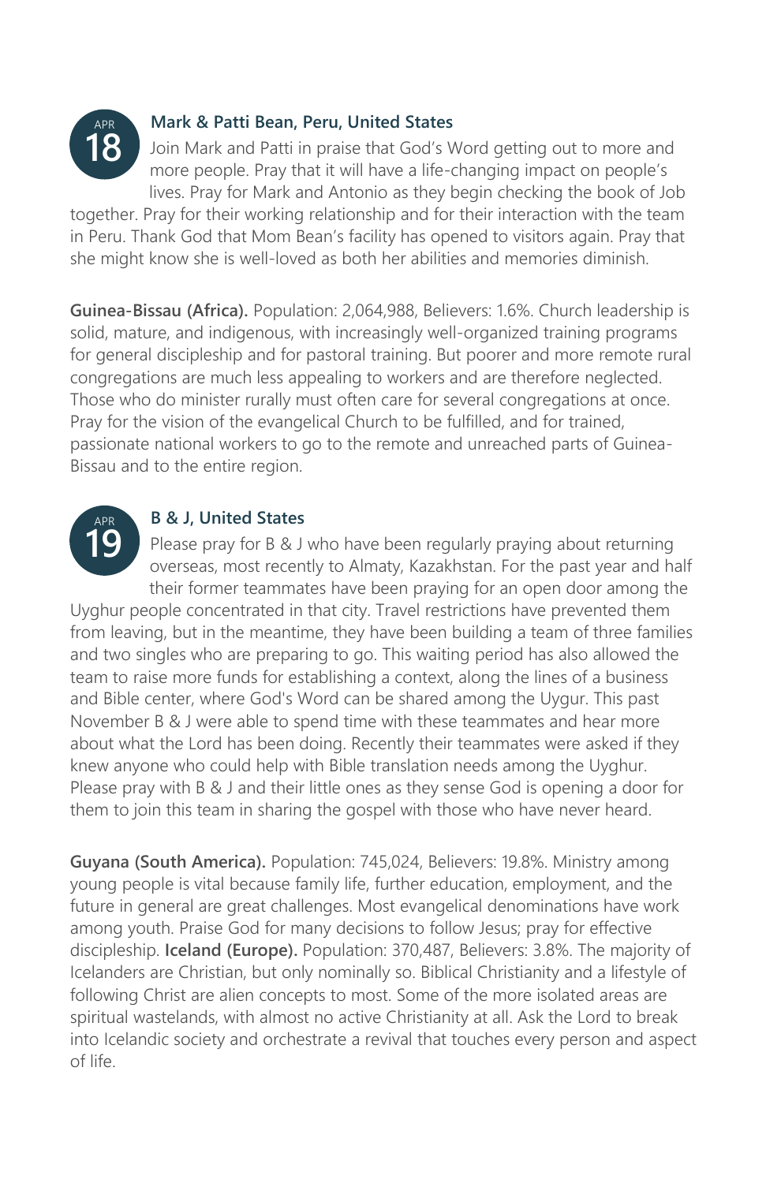**APR 18**

### Mark & Patti Bean, Peru, United States

Join Mark and Patti in praise that God's Word getting out to more and more people. Pray that it will have a life-changing impact on people's lives. Pray for Mark and Antonio as they begin checking the book of Job together. Pray for their working relationship and for their interaction with the team in Peru. Thank God that Mom Bean's facility has opened to visitors again. Pray that she might know she is well-loved as both her abilities and memories diminish.

**Guinea-Bissau (Africa).** Population: 2,064,988, Believers: 1.6%. Church leadership is solid, mature, and indigenous, with increasingly well-organized training programs for general discipleship and for pastoral training. But poorer and more remote rural congregations are much less appealing to workers and are therefore neglected. Those who do minister rurally must often care for several congregations at once. Pray for the vision of the evangelical Church to be fulfilled, and for trained, passionate national workers to go to the remote and unreached parts of Guinea-Bissau and to the entire region.

**APR 19**

### B & J, United States

Please pray for B & J who have been regularly praying about returning overseas, most recently to Almaty, Kazakhstan. For the past year and half their former teammates have been praying for an open door among the Uyghur people concentrated in that city. Travel restrictions have prevented them from leaving, but in the meantime, they have been building a team of three families and two singles who are preparing to go. This waiting period has also allowed the team to raise more funds for establishing a context, along the lines of a business and Bible center, where God's Word can be shared among the Uygur. This past November B & J were able to spend time with these teammates and hear more about what the Lord has been doing. Recently their teammates were asked if they knew anyone who could help with Bible translation needs among the Uyghur. Please pray with B & J and their little ones as they sense God is opening a door for them to join this team in sharing the gospel with those who have never heard.

**Guyana (South America).** Population: 745,024, Believers: 19.8%. Ministry among young people is vital because family life, further education, employment, and the future in general are great challenges. Most evangelical denominations have work among youth. Praise God for many decisions to follow Jesus; pray for effective discipleship. **Iceland (Europe).** Population: 370,487, Believers: 3.8%. The majority of Icelanders are Christian, but only nominally so. Biblical Christianity and a lifestyle of following Christ are alien concepts to most. Some of the more isolated areas are spiritual wastelands, with almost no active Christianity at all. Ask the Lord to break into Icelandic society and orchestrate a revival that touches every person and aspect of life.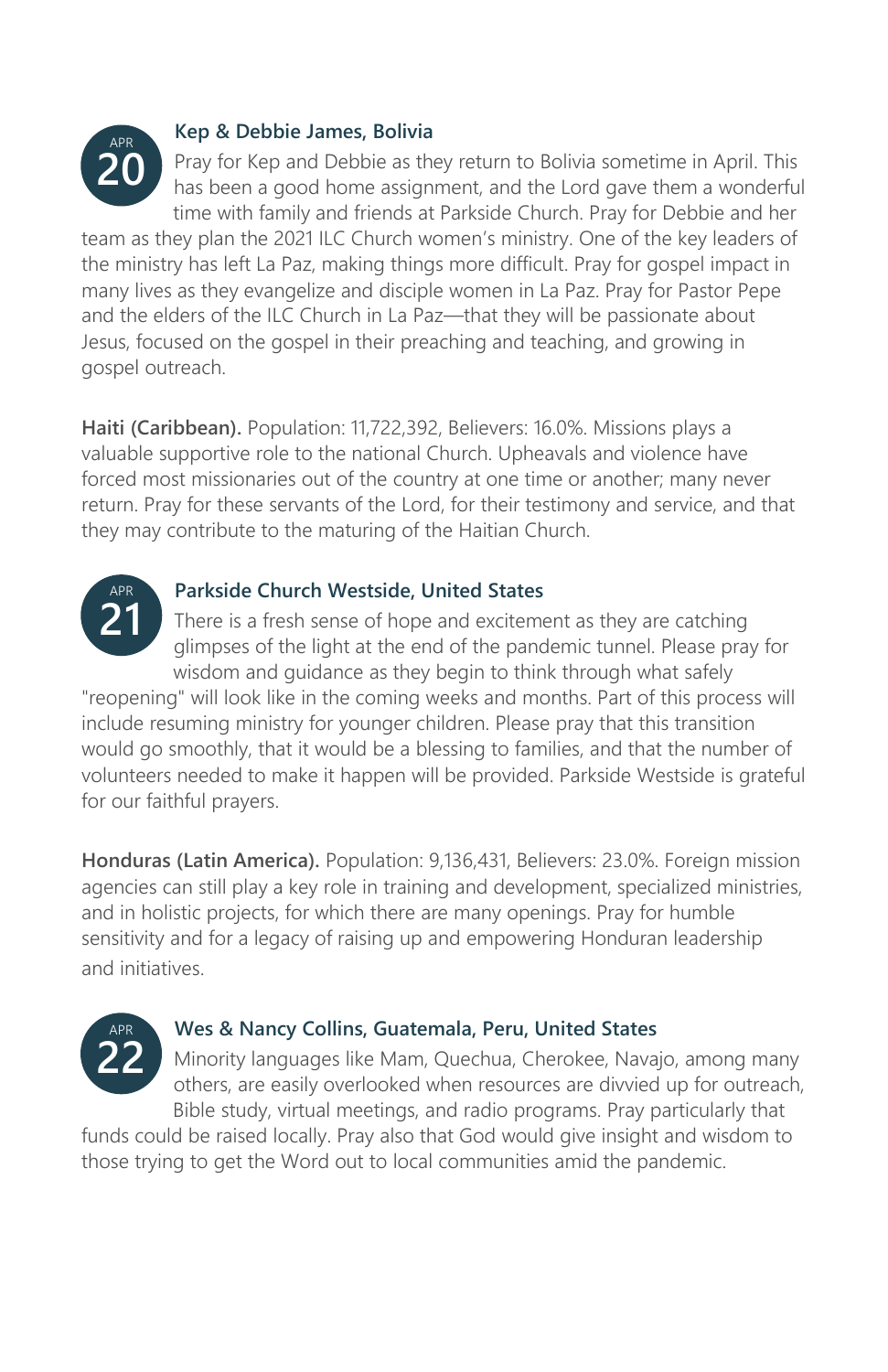**APR 20**

### Kep & Debbie James, Bolivia

Pray for Kep and Debbie as they return to Bolivia sometime in April. This has been a good home assignment, and the Lord gave them a wonderful time with family and friends at Parkside Church. Pray for Debbie and her team as they plan the 2021 ILC Church women's ministry. One of the key leaders of the ministry has left La Paz, making things more difficult. Pray for gospel impact in many lives as they evangelize and disciple women in La Paz. Pray for Pastor Pepe and the elders of the ILC Church in La Paz—that they will be passionate about Jesus, focused on the gospel in their preaching and teaching, and growing in gospel outreach.

**Haiti (Caribbean).** Population: 11,722,392, Believers: 16.0%. Missions plays a valuable supportive role to the national Church. Upheavals and violence have forced most missionaries out of the country at one time or another; many never return. Pray for these servants of the Lord, for their testimony and service, and that they may contribute to the maturing of the Haitian Church.

**APR 21**

### Parkside Church Westside, United States

There is a fresh sense of hope and excitement as they are catching glimpses of the light at the end of the pandemic tunnel. Please pray for wisdom and guidance as they begin to think through what safely "reopening" will look like in the coming weeks and months. Part of this process will include resuming ministry for younger children. Please pray that this transition would go smoothly, that it would be a blessing to families, and that the number of volunteers needed to make it happen will be provided. Parkside Westside is grateful for our faithful prayers.

**Honduras (Latin America).** Population: 9,136,431, Believers: 23.0%. Foreign mission agencies can still play a key role in training and development, specialized ministries, and in holistic projects, for which there are many openings. Pray for humble sensitivity and for a legacy of raising up and empowering Honduran leadership and initiatives.

**APR 22**

### Wes & Nancy Collins, Guatemala, Peru, United States

Minority languages like Mam, Quechua, Cherokee, Navajo, among many others, are easily overlooked when resources are divvied up for outreach, Bible study, virtual meetings, and radio programs. Pray particularly that funds could be raised locally. Pray also that God would give insight and wisdom to those trying to get the Word out to local communities amid the pandemic.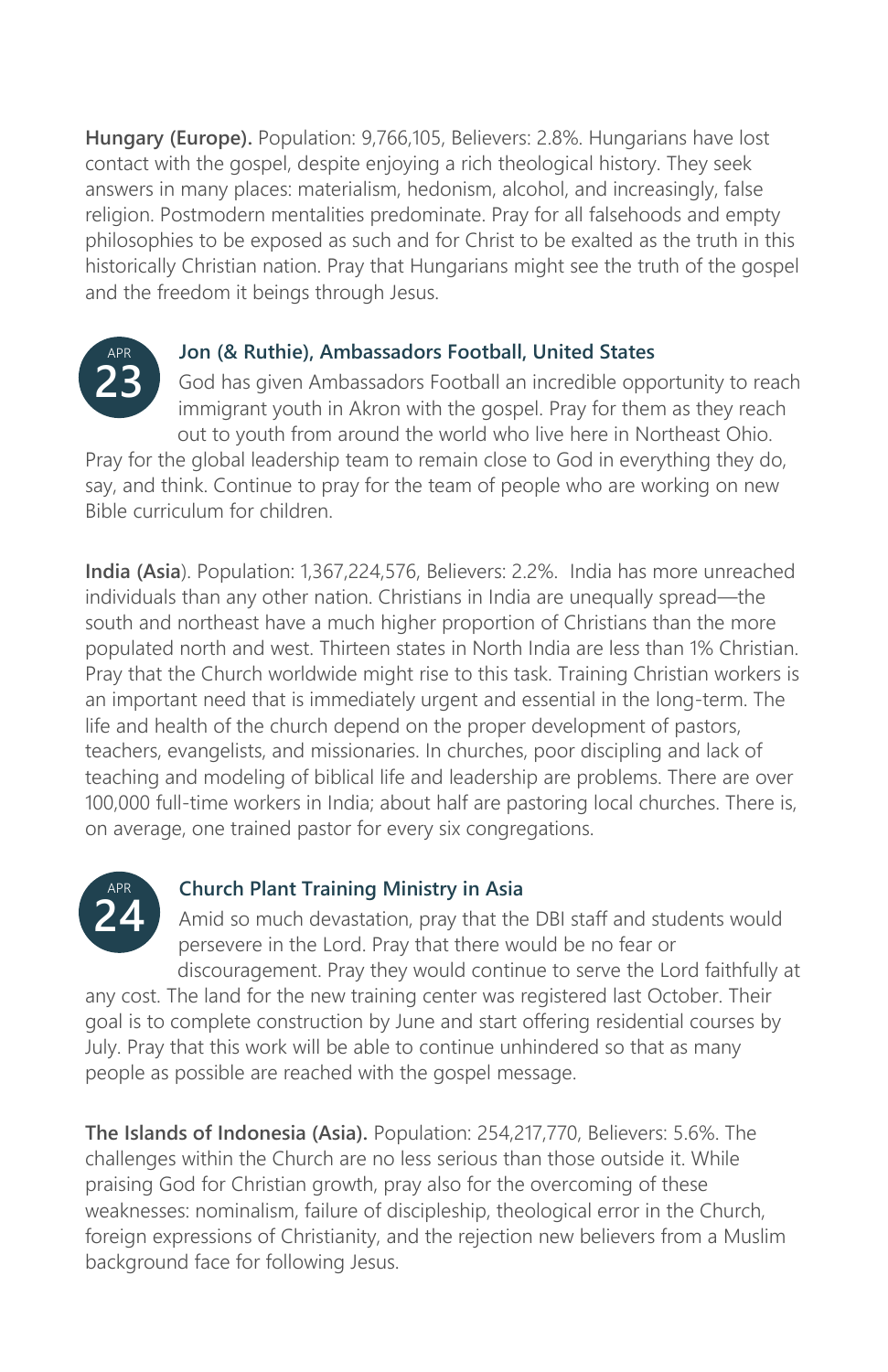**Hungary (Europe).** Population: 9,766,105, Believers: 2.8%. Hungarians have lost contact with the gospel, despite enjoying a rich theological history. They seek answers in many places: materialism, hedonism, alcohol, and increasingly, false religion. Postmodern mentalities predominate. Pray for all falsehoods and empty philosophies to be exposed as such and for Christ to be exalted as the truth in this historically Christian nation. Pray that Hungarians might see the truth of the gospel and the freedom it beings through Jesus.

APR 23

### Jon (& Ruthie), Ambassadors Football, United States

God has given Ambassadors Football an incredible opportunity to reach immigrant youth in Akron with the gospel. Pray for them as they reach out to youth from around the world who live here in Northeast Ohio. Pray for the global leadership team to remain close to God in everything they do, say, and think. Continue to pray for the team of people who are working on new Bible curriculum for children.

**India (Asia**). Population: 1,367,224,576, Believers: 2.2%. India has more unreached individuals than any other nation. Christians in India are unequally spread—the south and northeast have a much higher proportion of Christians than the more populated north and west. Thirteen states in North India are less than 1% Christian. Pray that the Church worldwide might rise to this task. Training Christian workers is an important need that is immediately urgent and essential in the long-term. The life and health of the church depend on the proper development of pastors, teachers, evangelists, and missionaries. In churches, poor discipling and lack of teaching and modeling of biblical life and leadership are problems. There are over 100,000 full-time workers in India; about half are pastoring local churches. There is, on average, one trained pastor for every six congregations.

APR 24

### Church Plant Training Ministry in Asia

Amid so much devastation, pray that the DBI staff and students would persevere in the Lord. Pray that there would be no fear or discouragement. Pray they would continue to serve the Lord faithfully at any cost. The land for the new training center was registered last October. Their goal is to complete construction by June and start offering residential courses by July. Pray that this work will be able to continue unhindered so that as many people as possible are reached with the gospel message.

**The Islands of Indonesia (Asia).** Population: 254,217,770, Believers: 5.6%. The challenges within the Church are no less serious than those outside it. While praising God for Christian growth, pray also for the overcoming of these weaknesses: nominalism, failure of discipleship, theological error in the Church, foreign expressions of Christianity, and the rejection new believers from a Muslim background face for following Jesus.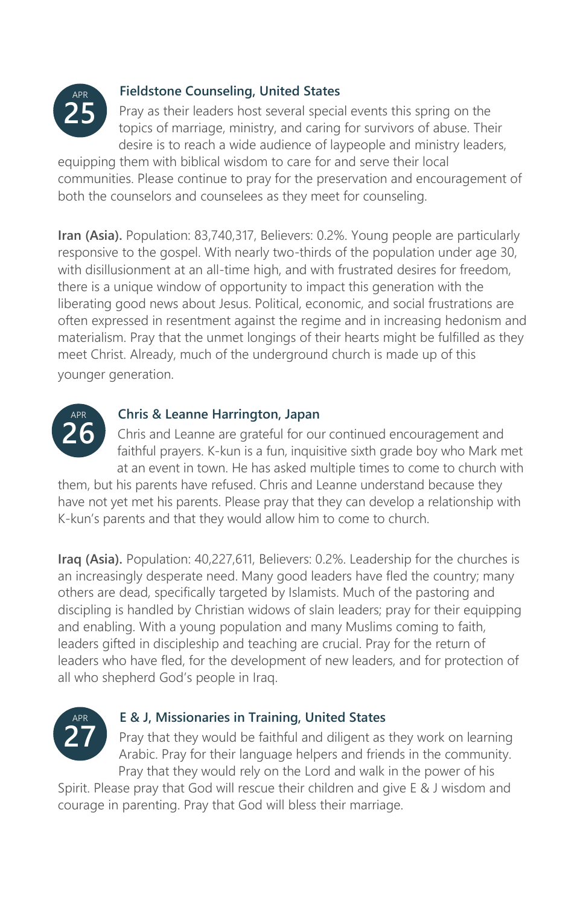**APR 25**

### Fieldstone Counseling, United States

Pray as their leaders host several special events this spring on the topics of marriage, ministry, and caring for survivors of abuse. Their desire is to reach a wide audience of laypeople and ministry leaders, equipping them with biblical wisdom to care for and serve their local communities. Please continue to pray for the preservation and encouragement of both the counselors and counselees as they meet for counseling.

**Iran (Asia).** Population: 83,740,317, Believers: 0.2%. Young people are particularly responsive to the gospel. With nearly two-thirds of the population under age 30, with disillusionment at an all-time high, and with frustrated desires for freedom, there is a unique window of opportunity to impact this generation with the liberating good news about Jesus. Political, economic, and social frustrations are often expressed in resentment against the regime and in increasing hedonism and materialism. Pray that the unmet longings of their hearts might be fulfilled as they meet Christ. Already, much of the underground church is made up of this younger generation.

**APR 26**

### Chris & Leanne Harrington, Japan

Chris and Leanne are grateful for our continued encouragement and faithful prayers. K-kun is a fun, inquisitive sixth grade boy who Mark met at an event in town. He has asked multiple times to come to church with them, but his parents have refused. Chris and Leanne understand because they have not yet met his parents. Please pray that they can develop a relationship with K-kun's parents and that they would allow him to come to church.

**Iraq (Asia).** Population: 40,227,611, Believers: 0.2%. Leadership for the churches is an increasingly desperate need. Many good leaders have fled the country; many others are dead, specifically targeted by Islamists. Much of the pastoring and discipling is handled by Christian widows of slain leaders; pray for their equipping and enabling. With a young population and many Muslims coming to faith, leaders gifted in discipleship and teaching are crucial. Pray for the return of leaders who have fled, for the development of new leaders, and for protection of all who shepherd God's people in Iraq.

**APR 27**

### E & J, Missionaries in Training, United States

Pray that they would be faithful and diligent as they work on learning Arabic. Pray for their language helpers and friends in the community. Pray that they would rely on the Lord and walk in the power of his Spirit. Please pray that God will rescue their children and give E & J wisdom and courage in parenting. Pray that God will bless their marriage.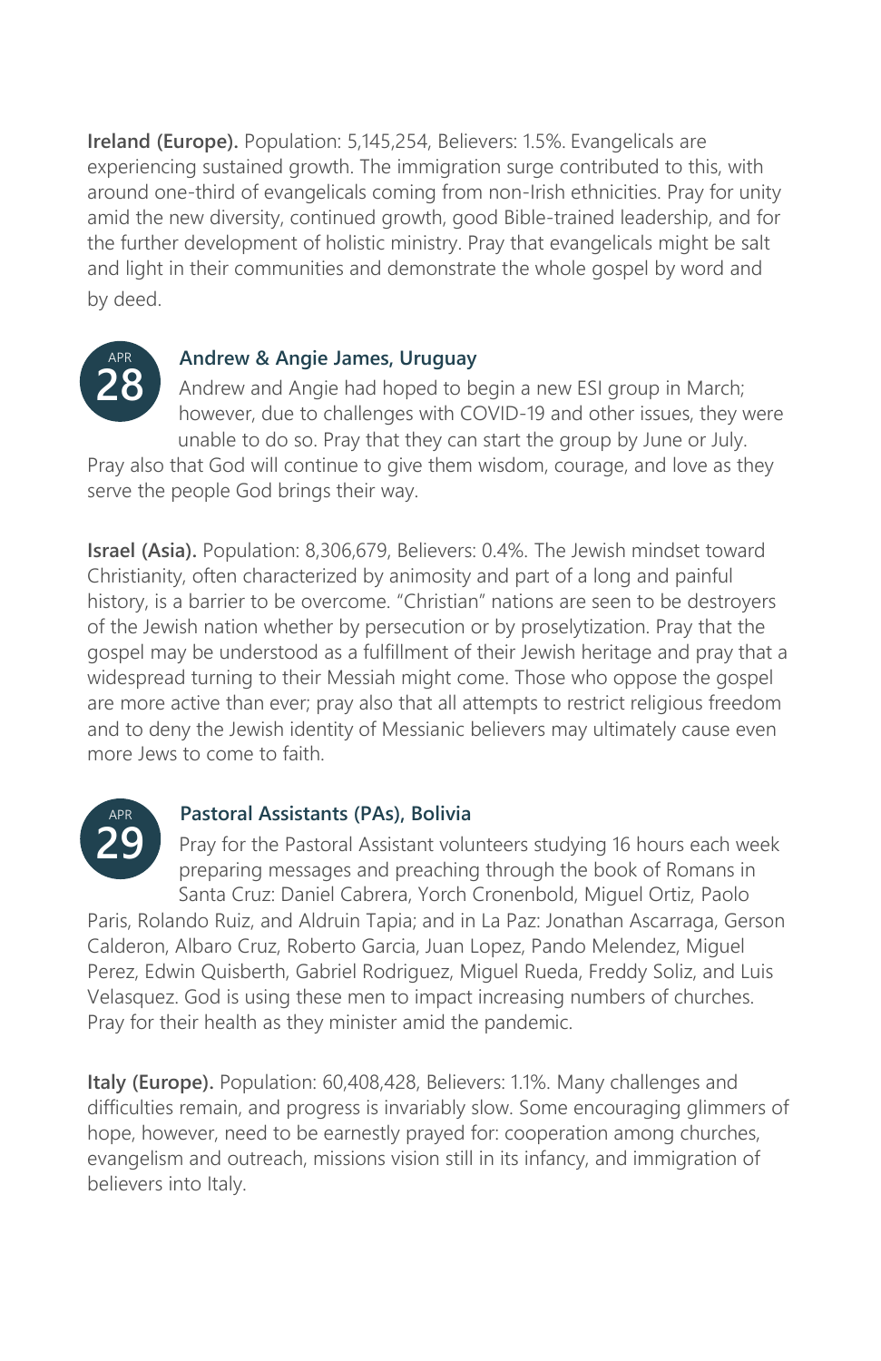**Ireland (Europe).** Population: 5,145,254, Believers: 1.5%. Evangelicals are experiencing sustained growth. The immigration surge contributed to this, with around one-third of evangelicals coming from non-Irish ethnicities. Pray for unity amid the new diversity, continued growth, good Bible-trained leadership, and for the further development of holistic ministry. Pray that evangelicals might be salt and light in their communities and demonstrate the whole gospel by word and by deed.

APR 28

### Andrew & Angie James, Uruguay

Andrew and Angie had hoped to begin a new ESI group in March; however, due to challenges with COVID-19 and other issues, they were unable to do so. Pray that they can start the group by June or July. Pray also that God will continue to give them wisdom, courage, and love as they serve the people God brings their way.

**Israel (Asia).** Population: 8,306,679, Believers: 0.4%. The Jewish mindset toward Christianity, often characterized by animosity and part of a long and painful history, is a barrier to be overcome. "Christian" nations are seen to be destroyers of the Jewish nation whether by persecution or by proselytization. Pray that the gospel may be understood as a fulfillment of their Jewish heritage and pray that a widespread turning to their Messiah might come. Those who oppose the gospel are more active than ever; pray also that all attempts to restrict religious freedom and to deny the Jewish identity of Messianic believers may ultimately cause even more Jews to come to faith.

APR 29

### Pastoral Assistants (PAs), Bolivia

Pray for the Pastoral Assistant volunteers studying 16 hours each week preparing messages and preaching through the book of Romans in Santa Cruz: Daniel Cabrera, Yorch Cronenbold, Miguel Ortiz, Paolo Paris, Rolando Ruiz, and Aldruin Tapia; and in La Paz: Jonathan Ascarraga, Gerson Calderon, Albaro Cruz, Roberto Garcia, Juan Lopez, Pando Melendez, Miguel Perez, Edwin Quisberth, Gabriel Rodriguez, Miguel Rueda, Freddy Soliz, and Luis Velasquez. God is using these men to impact increasing numbers of churches. Pray for their health as they minister amid the pandemic.

**Italy (Europe).** Population: 60,408,428, Believers: 1.1%. Many challenges and difficulties remain, and progress is invariably slow. Some encouraging glimmers of hope, however, need to be earnestly prayed for: cooperation among churches, evangelism and outreach, missions vision still in its infancy, and immigration of believers into Italy.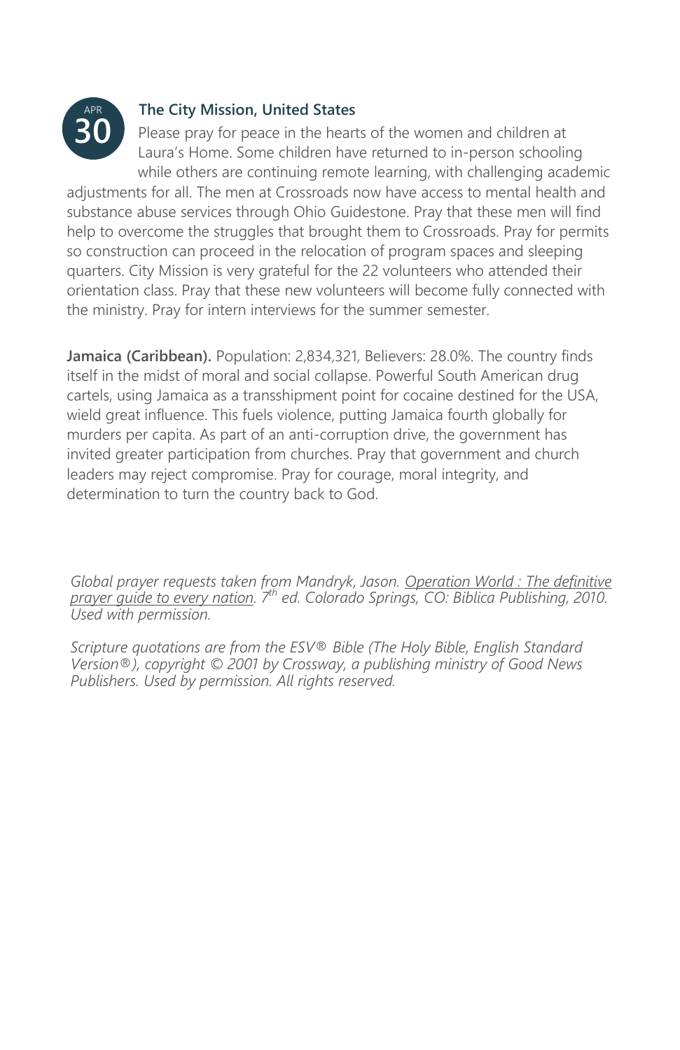APR 30

### The City Mission, United States

Please pray for peace in the hearts of the women and children at Laura's Home. Some children have returned to in-person schooling while others are continuing remote learning, with challenging academic adjustments for all. The men at Crossroads now have access to mental health and substance abuse services through Ohio Guidestone. Pray that these men will find help to overcome the struggles that brought them to Crossroads. Pray for permits so construction can proceed in the relocation of program spaces and sleeping quarters. City Mission is very grateful for the 22 volunteers who attended their orientation class. Pray that these new volunteers will become fully connected with the ministry. Pray for intern interviews for the summer semester.

**Jamaica (Caribbean).** Population: 2,834,321, Believers: 28.0%. The country finds itself in the midst of moral and social collapse. Powerful South American drug cartels, using Jamaica as a transshipment point for cocaine destined for the USA, wield great influence. This fuels violence, putting Jamaica fourth globally for murders per capita. As part of an anti-corruption drive, the government has invited greater participation from churches. Pray that government and church leaders may reject compromise. Pray for courage, moral integrity, and determination to turn the country back to God.

*Global prayer requests taken from Mandryk, Jason. Operation World : The definitive prayer guide to every nation. 7th ed. Colorado Springs, CO: Biblica Publishing, 2010. Used with permission.*

*Scripture quotations are from the ESV® Bible (The Holy Bible, English Standard Version®), copyright © 2001 by Crossway, a publishing ministry of Good News Publishers. Used by permission. All rights reserved.*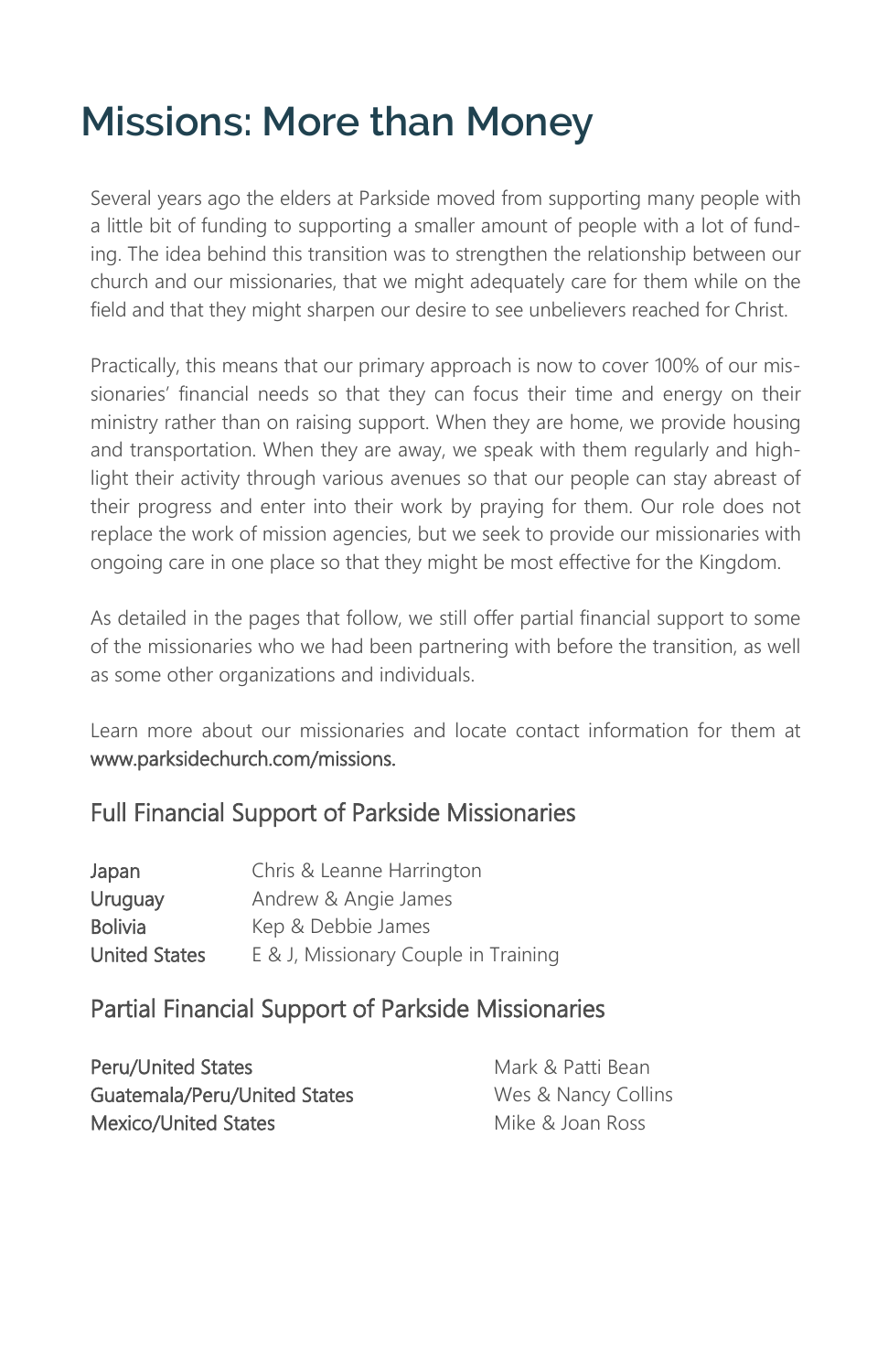# Missions: More than Money

Several years ago the elders at Parkside moved from supporting many people with a little bit of funding to supporting a smaller amount of people with a lot of funding. The idea behind this transition was to strengthen the relationship between our church and our missionaries, that we might adequately care for them while on the field and that they might sharpen our desire to see unbelievers reached for Christ.

Practically, this means that our primary approach is now to cover 100% of our missionaries' financial needs so that they can focus their time and energy on their ministry rather than on raising support. When they are home, we provide housing and transportation. When they are away, we speak with them regularly and highlight their activity through various avenues so that our people can stay abreast of their progress and enter into their work by praying for them. Our role does not replace the work of mission agencies, but we seek to provide our missionaries with ongoing care in one place so that they might be most effective for the Kingdom.

As detailed in the pages that follow, we still offer partial financial support to some of the missionaries who we had been partnering with before the transition, as well as some other organizations and individuals.

Learn more about our missionaries and locate contact information for them at www.parksidechurch.com/missions.

## Full Financial Support of Parkside Missionaries

| | |
|---|---|
| Japan | Chris & Leanne Harrington |
| Uruguay | Andrew & Angie James |
| Bolivia | Kep & Debbie James |
| United States | E & J, Missionary Couple in Training |

## Partial Financial Support of Parkside Missionaries

| | |
|---|---|
| Peru/United States | Mark & Patti Bean |
| Guatemala/Peru/United States | Wes & Nancy Collins |
| Mexico/United States | Mike & Joan Ross |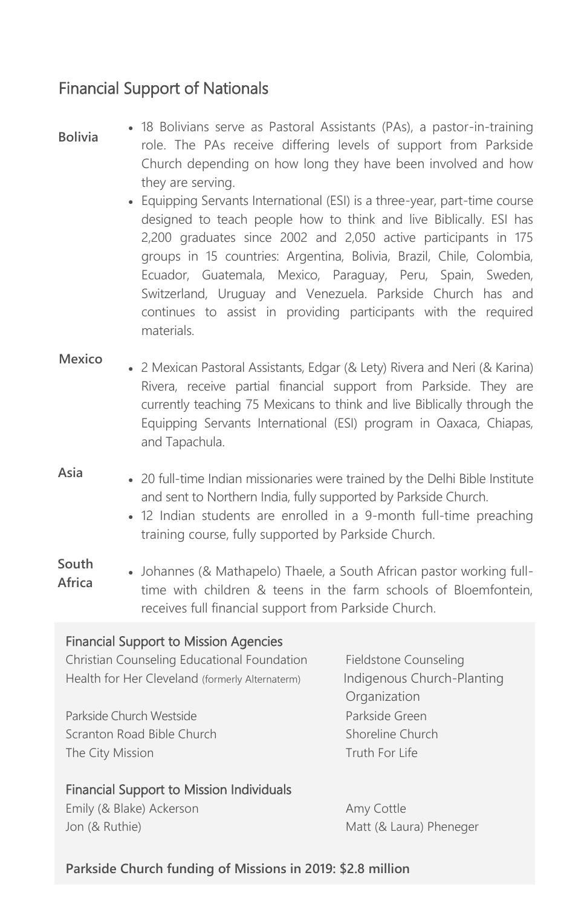## Financial Support of Nationals

**Bolivia**

- 18 Bolivians serve as Pastoral Assistants (PAs), a pastor-in-training role. The PAs receive differing levels of support from Parkside Church depending on how long they have been involved and how they are serving.
- Equipping Servants International (ESI) is a three-year, part-time course designed to teach people how to think and live Biblically. ESI has 2,200 graduates since 2002 and 2,050 active participants in 175 groups in 15 countries: Argentina, Bolivia, Brazil, Chile, Colombia, Ecuador, Guatemala, Mexico, Paraguay, Peru, Spain, Sweden, Switzerland, Uruguay and Venezuela. Parkside Church has and continues to assist in providing participants with the required materials.

**Mexico**

- 2 Mexican Pastoral Assistants, Edgar (& Lety) Rivera and Neri (& Karina) Rivera, receive partial financial support from Parkside. They are currently teaching 75 Mexicans to think and live Biblically through the Equipping Servants International (ESI) program in Oaxaca, Chiapas, and Tapachula.

**Asia**

- 20 full-time Indian missionaries were trained by the Delhi Bible Institute and sent to Northern India, fully supported by Parkside Church.
- 12 Indian students are enrolled in a 9-month full-time preaching training course, fully supported by Parkside Church.

**South Africa**

- Johannes (& Mathapelo) Thaele, a South African pastor working full-time with children & teens in the farm schools of Bloemfontein, receives full financial support from Parkside Church.

### Financial Support to Mission Agencies

- Christian Counseling Educational Foundation
- Fieldstone Counseling
- Health for Her Cleveland (formerly Alternaterm)
- Indigenous Church-Planting Organization
- Parkside Church Westside
- Parkside Green
- Scranton Road Bible Church
- Shoreline Church
- The City Mission
- Truth For Life

### Financial Support to Mission Individuals

- Emily (& Blake) Ackerson
- Amy Cottle
- Jon (& Ruthie)
- Matt (& Laura) Pheneger

**Parkside Church funding of Missions in 2019: $2.8 million**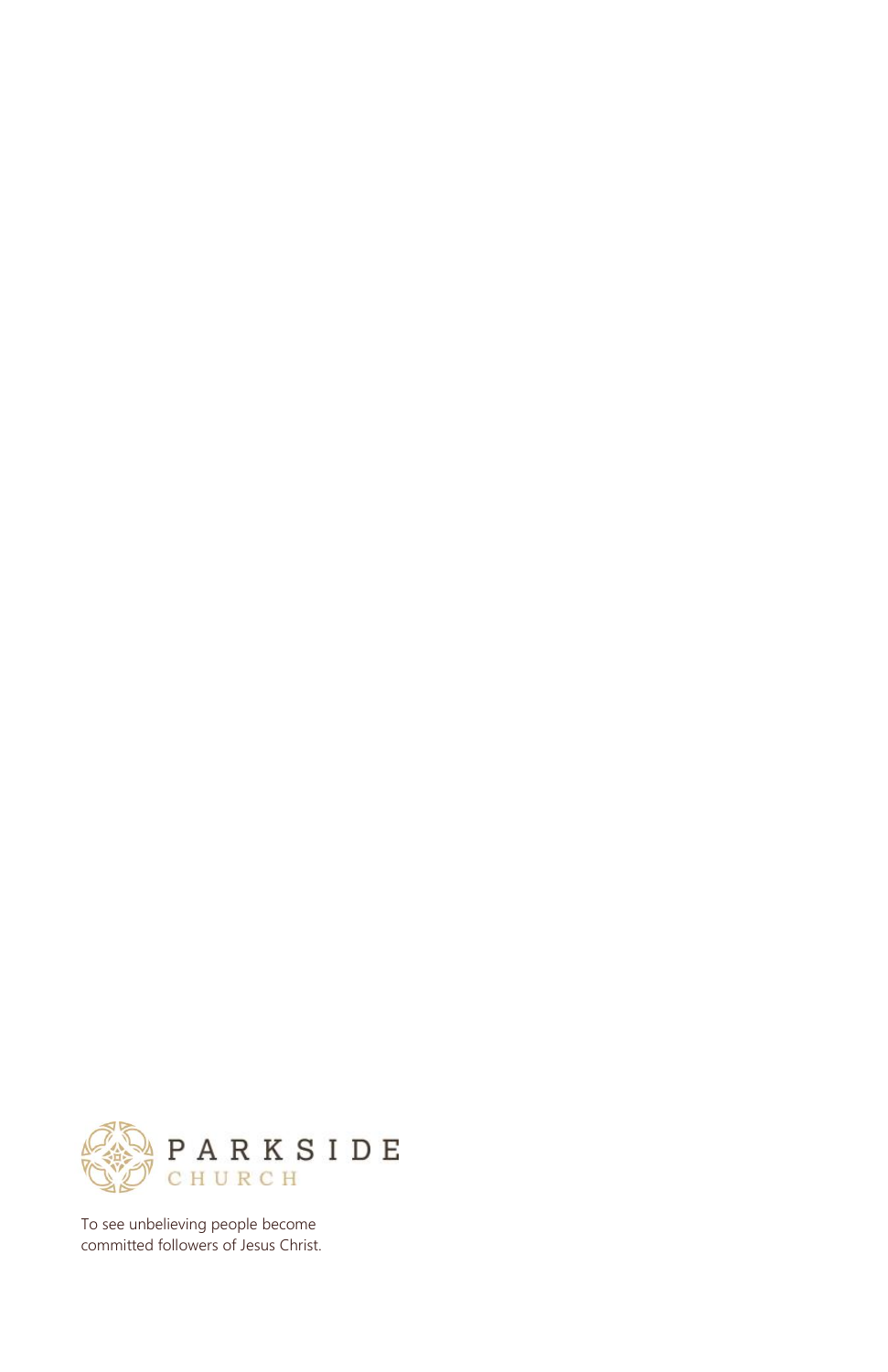PARKSIDE
CHURCH

To see unbelieving people become committed followers of Jesus Christ.